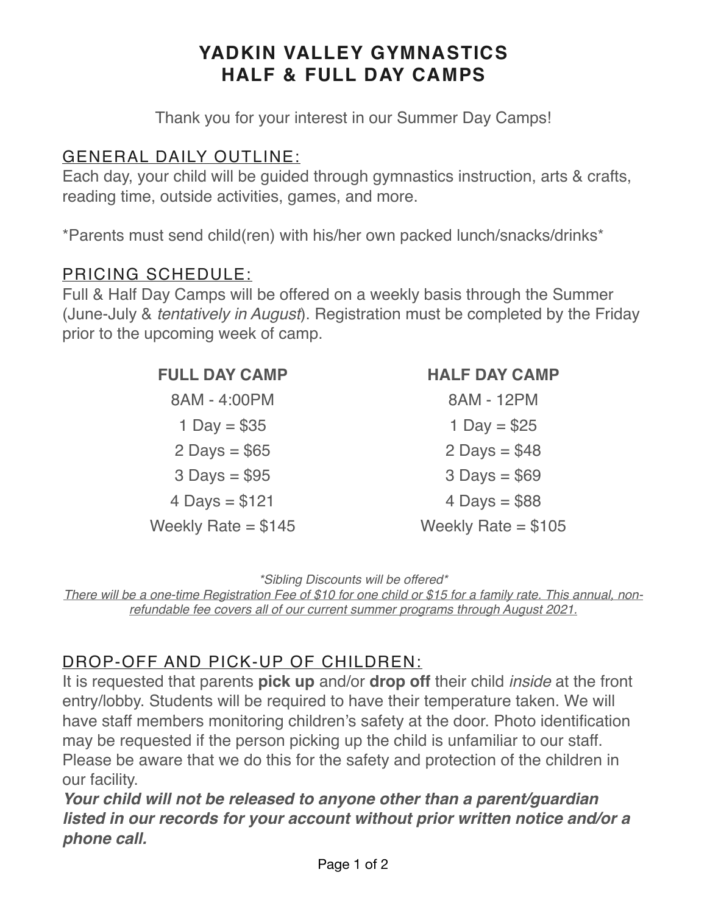# YADKIN VALLEY GYMNASTICS
# HALF & FULL DAY CAMPS

Thank you for your interest in our Summer Day Camps!

## GENERAL DAILY OUTLINE:

Each day, your child will be guided through gymnastics instruction, arts & crafts, reading time, outside activities, games, and more.

*Parents must send child(ren) with his/her own packed lunch/snacks/drinks*

## PRICING SCHEDULE:

Full & Half Day Camps will be offered on a weekly basis through the Summer (June-July & *tentatively in August*). Registration must be completed by the Friday prior to the upcoming week of camp.

| FULL DAY CAMP | HALF DAY CAMP |
|---|---|
| 8AM - 4:00PM | 8AM - 12PM |
| 1 Day = $35 | 1 Day = $25 |
| 2 Days = $65 | 2 Days = $48 |
| 3 Days = $95 | 3 Days = $69 |
| 4 Days = $121 | 4 Days = $88 |
| Weekly Rate = $145 | Weekly Rate = $105 |

*\*Sibling Discounts will be offered\**

*There will be a one-time Registration Fee of $10 for one child or $15 for a family rate. This annual, non-refundable fee covers all of our current summer programs through August 2021.*

## DROP-OFF AND PICK-UP OF CHILDREN:

It is requested that parents **pick up** and/or **drop off** their child *inside* at the front entry/lobby. Students will be required to have their temperature taken. We will have staff members monitoring children's safety at the door. Photo identification may be requested if the person picking up the child is unfamiliar to our staff. Please be aware that we do this for the safety and protection of the children in our facility.

***Your child will not be released to anyone other than a parent/guardian listed in our records for your account without prior written notice and/or a phone call.***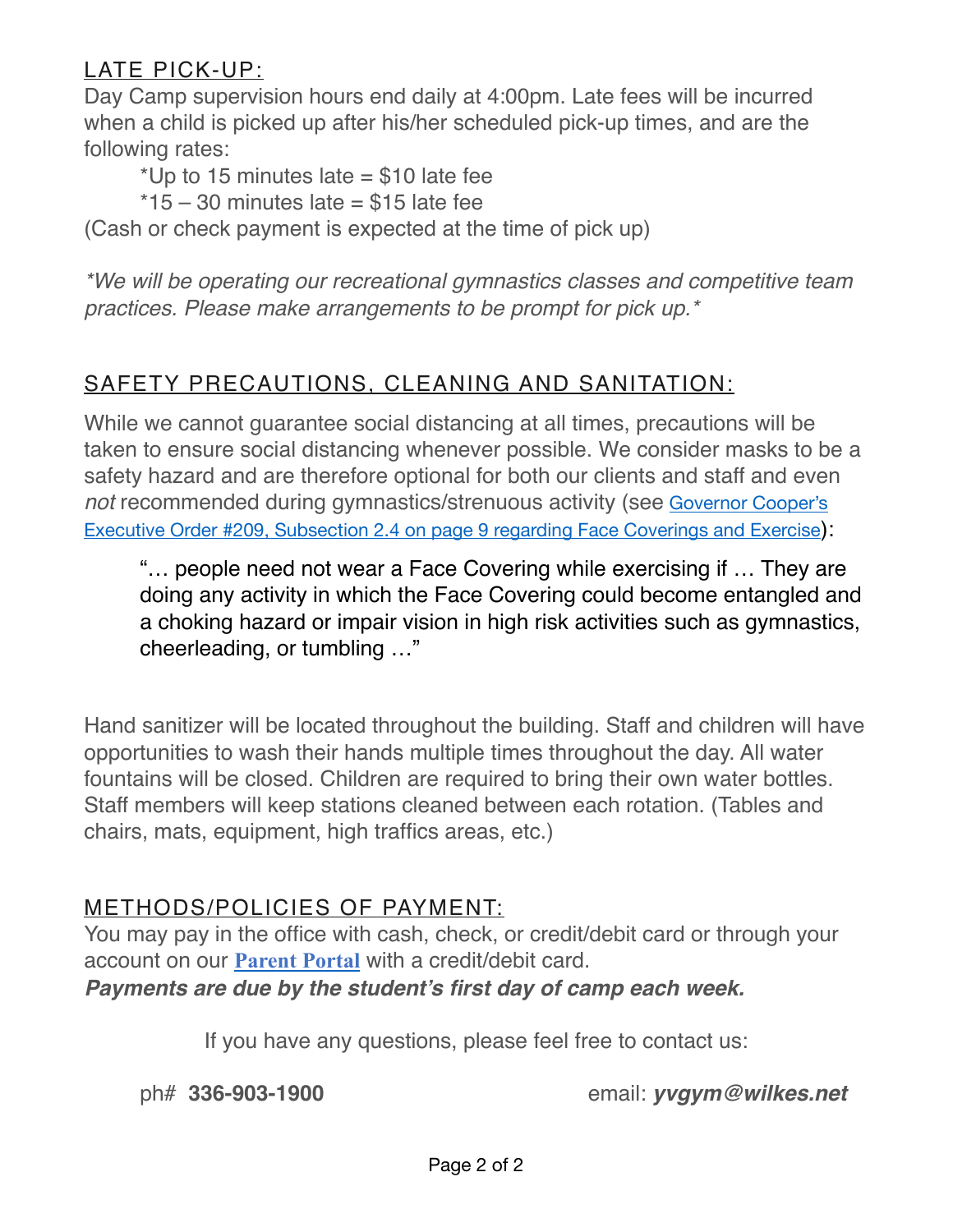## LATE PICK-UP:

Day Camp supervision hours end daily at 4:00pm. Late fees will be incurred when a child is picked up after his/her scheduled pick-up times, and are the following rates:

*Up to 15 minutes late = $10 late fee

*15 – 30 minutes late = $15 late fee

(Cash or check payment is expected at the time of pick up)

*\*We will be operating our recreational gymnastics classes and competitive team practices. Please make arrangements to be prompt for pick up.\**

## SAFETY PRECAUTIONS, CLEANING AND SANITATION:

While we cannot guarantee social distancing at all times, precautions will be taken to ensure social distancing whenever possible. We consider masks to be a safety hazard and are therefore optional for both our clients and staff and even *not* recommended during gymnastics/strenuous activity (see [Governor Cooper's Executive Order #209, Subsection 2.4 on page 9 regarding Face Coverings and Exercise]()):

> "… people need not wear a Face Covering while exercising if … They are doing any activity in which the Face Covering could become entangled and a choking hazard or impair vision in high risk activities such as gymnastics, cheerleading, or tumbling …"

Hand sanitizer will be located throughout the building. Staff and children will have opportunities to wash their hands multiple times throughout the day. All water fountains will be closed. Children are required to bring their own water bottles. Staff members will keep stations cleaned between each rotation. (Tables and chairs, mats, equipment, high traffics areas, etc.)

## METHODS/POLICIES OF PAYMENT:

You may pay in the office with cash, check, or credit/debit card or through your account on our **[Parent Portal]()** with a credit/debit card.

***Payments are due by the student's first day of camp each week.***

If you have any questions, please feel free to contact us:

ph# **336-903-1900** email: ***yvgym@wilkes.net***